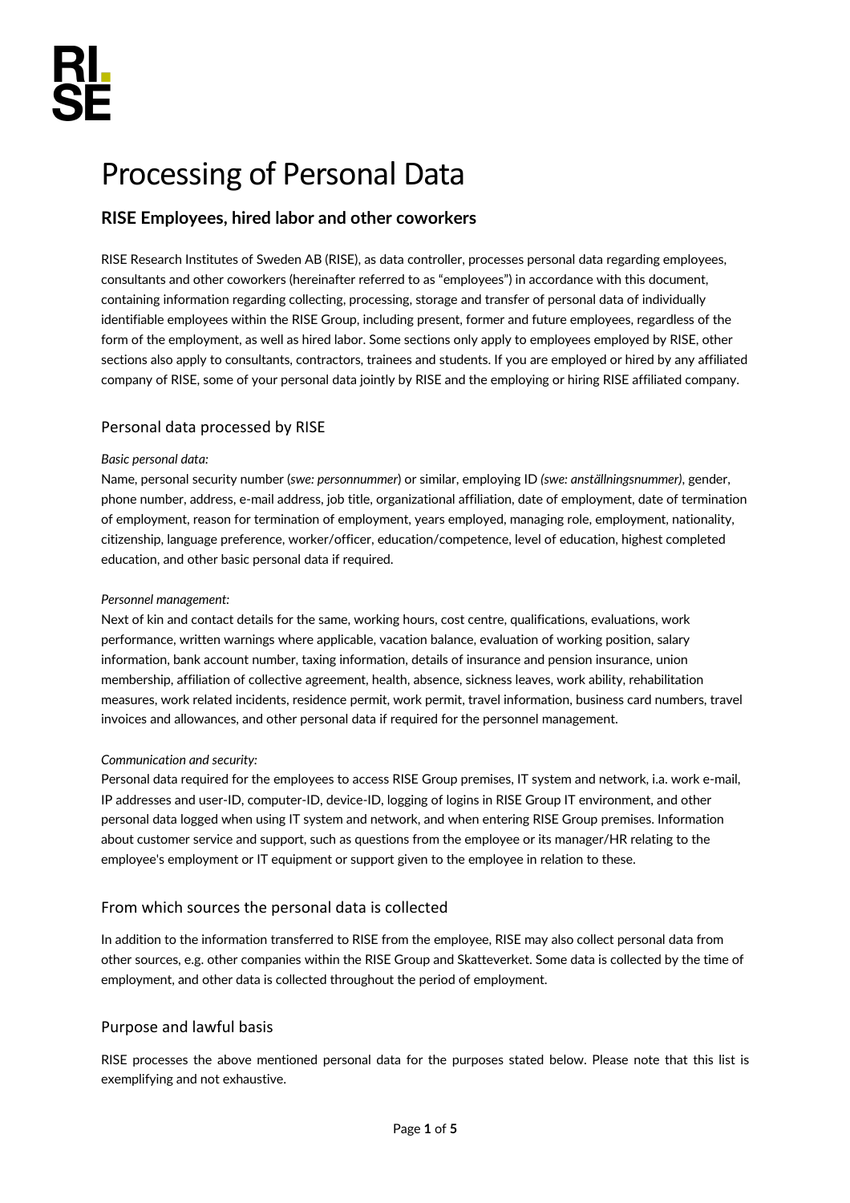# Processing of Personal Data

## RISE Employees, hired labor and other coworkers

RISE Research Institutes of Sweden AB (RISE), as data controller, processes personal data regarding employees, consultants and other coworkers (hereinafter referred to as "employees") in accordance with this document, containing information regarding collecting, processing, storage and transfer of personal data of individually identifiable employees within the RISE Group, including present, former and future employees, regardless of the form of the employment, as well as hired labor. Some sections only apply to employees employed by RISE, other sections also apply to consultants, contractors, trainees and students. If you are employed or hired by any affiliated company of RISE, some of your personal data jointly by RISE and the employing or hiring RISE affiliated company.

### Personal data processed by RISE

*Basic personal data:*

Name, personal security number (*swe: personnummer*) or similar, employing ID *(swe: anställningsnummer)*, gender, phone number, address, e-mail address, job title, organizational affiliation, date of employment, date of termination of employment, reason for termination of employment, years employed, managing role, employment, nationality, citizenship, language preference, worker/officer, education/competence, level of education, highest completed education, and other basic personal data if required.

*Personnel management:*

Next of kin and contact details for the same, working hours, cost centre, qualifications, evaluations, work performance, written warnings where applicable, vacation balance, evaluation of working position, salary information, bank account number, taxing information, details of insurance and pension insurance, union membership, affiliation of collective agreement, health, absence, sickness leaves, work ability, rehabilitation measures, work related incidents, residence permit, work permit, travel information, business card numbers, travel invoices and allowances, and other personal data if required for the personnel management.

*Communication and security:*

Personal data required for the employees to access RISE Group premises, IT system and network, i.a. work e-mail, IP addresses and user-ID, computer-ID, device-ID, logging of logins in RISE Group IT environment, and other personal data logged when using IT system and network, and when entering RISE Group premises. Information about customer service and support, such as questions from the employee or its manager/HR relating to the employee's employment or IT equipment or support given to the employee in relation to these.

### From which sources the personal data is collected

In addition to the information transferred to RISE from the employee, RISE may also collect personal data from other sources, e.g. other companies within the RISE Group and Skatteverket. Some data is collected by the time of employment, and other data is collected throughout the period of employment.

### Purpose and lawful basis

RISE processes the above mentioned personal data for the purposes stated below. Please note that this list is exemplifying and not exhaustive.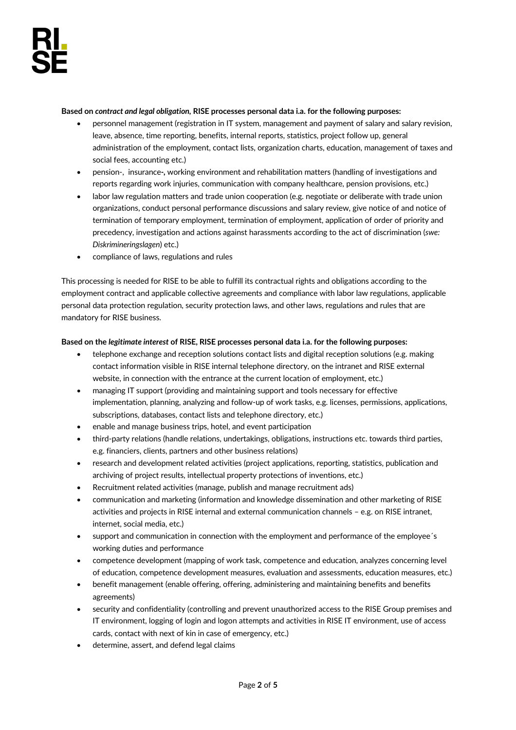**Based on *contract and legal obligation*, RISE processes personal data i.a. for the following purposes:**

- personnel management (registration in IT system, management and payment of salary and salary revision, leave, absence, time reporting, benefits, internal reports, statistics, project follow up, general administration of the employment, contact lists, organization charts, education, management of taxes and social fees, accounting etc.)
- pension-, insurance-, working environment and rehabilitation matters (handling of investigations and reports regarding work injuries, communication with company healthcare, pension provisions, etc.)
- labor law regulation matters and trade union cooperation (e.g. negotiate or deliberate with trade union organizations, conduct personal performance discussions and salary review, give notice of and notice of termination of temporary employment, termination of employment, application of order of priority and precedency, investigation and actions against harassments according to the act of discrimination (*swe: Diskrimineringslagen*) etc.)
- compliance of laws, regulations and rules

This processing is needed for RISE to be able to fulfill its contractual rights and obligations according to the employment contract and applicable collective agreements and compliance with labor law regulations, applicable personal data protection regulation, security protection laws, and other laws, regulations and rules that are mandatory for RISE business.

**Based on the *legitimate interest* of RISE, RISE processes personal data i.a. for the following purposes:**

- telephone exchange and reception solutions contact lists and digital reception solutions (e.g. making contact information visible in RISE internal telephone directory, on the intranet and RISE external website, in connection with the entrance at the current location of employment, etc.)
- managing IT support (providing and maintaining support and tools necessary for effective implementation, planning, analyzing and follow-up of work tasks, e.g. licenses, permissions, applications, subscriptions, databases, contact lists and telephone directory, etc.)
- enable and manage business trips, hotel, and event participation
- third-party relations (handle relations, undertakings, obligations, instructions etc. towards third parties, e.g. financiers, clients, partners and other business relations)
- research and development related activities (project applications, reporting, statistics, publication and archiving of project results, intellectual property protections of inventions, etc.)
- Recruitment related activities (manage, publish and manage recruitment ads)
- communication and marketing (information and knowledge dissemination and other marketing of RISE activities and projects in RISE internal and external communication channels – e.g. on RISE intranet, internet, social media, etc.)
- support and communication in connection with the employment and performance of the employee´s working duties and performance
- competence development (mapping of work task, competence and education, analyzes concerning level of education, competence development measures, evaluation and assessments, education measures, etc.)
- benefit management (enable offering, offering, administering and maintaining benefits and benefits agreements)
- security and confidentiality (controlling and prevent unauthorized access to the RISE Group premises and IT environment, logging of login and logon attempts and activities in RISE IT environment, use of access cards, contact with next of kin in case of emergency, etc.)
- determine, assert, and defend legal claims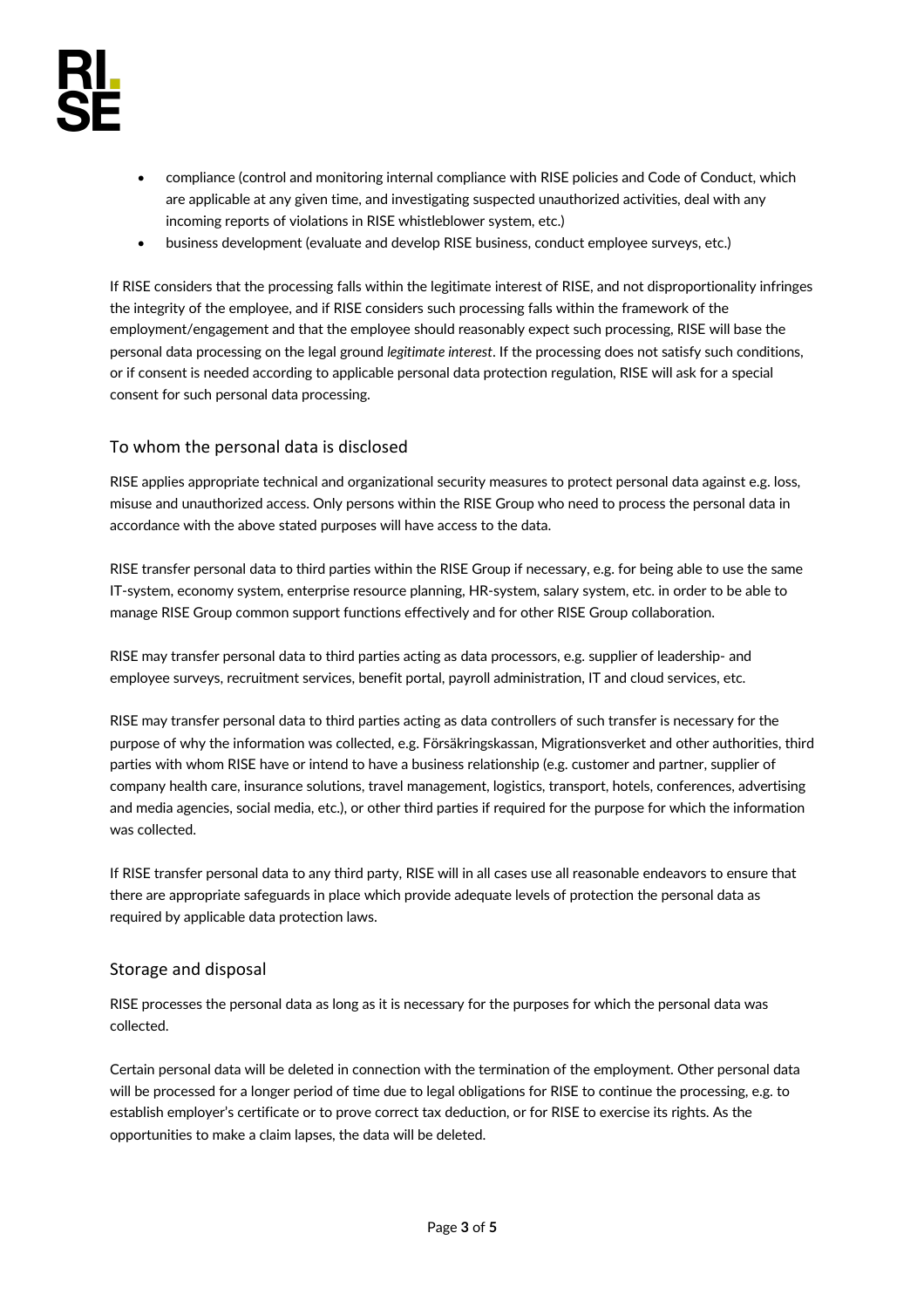- compliance (control and monitoring internal compliance with RISE policies and Code of Conduct, which are applicable at any given time, and investigating suspected unauthorized activities, deal with any incoming reports of violations in RISE whistleblower system, etc.)
- business development (evaluate and develop RISE business, conduct employee surveys, etc.)

If RISE considers that the processing falls within the legitimate interest of RISE, and not disproportionality infringes the integrity of the employee, and if RISE considers such processing falls within the framework of the employment/engagement and that the employee should reasonably expect such processing, RISE will base the personal data processing on the legal ground *legitimate interest*. If the processing does not satisfy such conditions, or if consent is needed according to applicable personal data protection regulation, RISE will ask for a special consent for such personal data processing.

## To whom the personal data is disclosed

RISE applies appropriate technical and organizational security measures to protect personal data against e.g. loss, misuse and unauthorized access. Only persons within the RISE Group who need to process the personal data in accordance with the above stated purposes will have access to the data.

RISE transfer personal data to third parties within the RISE Group if necessary, e.g. for being able to use the same IT-system, economy system, enterprise resource planning, HR-system, salary system, etc. in order to be able to manage RISE Group common support functions effectively and for other RISE Group collaboration.

RISE may transfer personal data to third parties acting as data processors, e.g. supplier of leadership- and employee surveys, recruitment services, benefit portal, payroll administration, IT and cloud services, etc.

RISE may transfer personal data to third parties acting as data controllers of such transfer is necessary for the purpose of why the information was collected, e.g. Försäkringskassan, Migrationsverket and other authorities, third parties with whom RISE have or intend to have a business relationship (e.g. customer and partner, supplier of company health care, insurance solutions, travel management, logistics, transport, hotels, conferences, advertising and media agencies, social media, etc.), or other third parties if required for the purpose for which the information was collected.

If RISE transfer personal data to any third party, RISE will in all cases use all reasonable endeavors to ensure that there are appropriate safeguards in place which provide adequate levels of protection the personal data as required by applicable data protection laws.

## Storage and disposal

RISE processes the personal data as long as it is necessary for the purposes for which the personal data was collected.

Certain personal data will be deleted in connection with the termination of the employment. Other personal data will be processed for a longer period of time due to legal obligations for RISE to continue the processing, e.g. to establish employer's certificate or to prove correct tax deduction, or for RISE to exercise its rights. As the opportunities to make a claim lapses, the data will be deleted.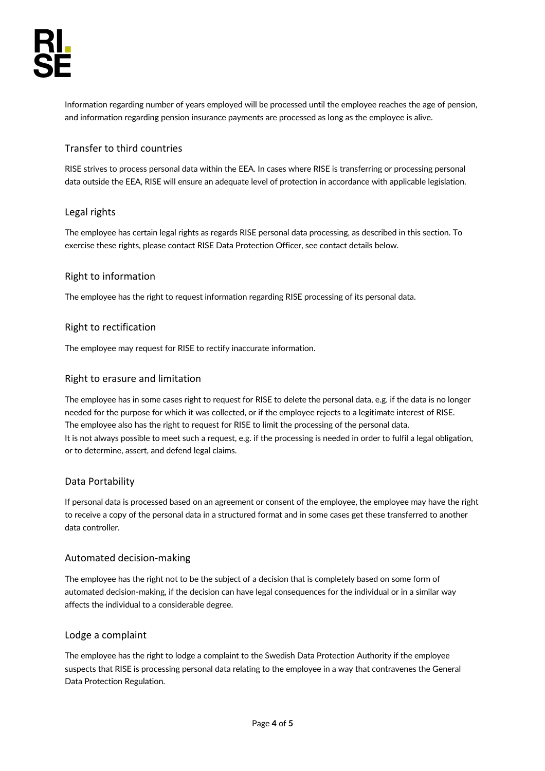Information regarding number of years employed will be processed until the employee reaches the age of pension, and information regarding pension insurance payments are processed as long as the employee is alive.

## Transfer to third countries

RISE strives to process personal data within the EEA. In cases where RISE is transferring or processing personal data outside the EEA, RISE will ensure an adequate level of protection in accordance with applicable legislation.

## Legal rights

The employee has certain legal rights as regards RISE personal data processing, as described in this section. To exercise these rights, please contact RISE Data Protection Officer, see contact details below.

## Right to information

The employee has the right to request information regarding RISE processing of its personal data.

## Right to rectification

The employee may request for RISE to rectify inaccurate information.

## Right to erasure and limitation

The employee has in some cases right to request for RISE to delete the personal data, e.g. if the data is no longer needed for the purpose for which it was collected, or if the employee rejects to a legitimate interest of RISE.
The employee also has the right to request for RISE to limit the processing of the personal data.
It is not always possible to meet such a request, e.g. if the processing is needed in order to fulfil a legal obligation, or to determine, assert, and defend legal claims.

## Data Portability

If personal data is processed based on an agreement or consent of the employee, the employee may have the right to receive a copy of the personal data in a structured format and in some cases get these transferred to another data controller.

## Automated decision-making

The employee has the right not to be the subject of a decision that is completely based on some form of automated decision-making, if the decision can have legal consequences for the individual or in a similar way affects the individual to a considerable degree.

## Lodge a complaint

The employee has the right to lodge a complaint to the Swedish Data Protection Authority if the employee suspects that RISE is processing personal data relating to the employee in a way that contravenes the General Data Protection Regulation.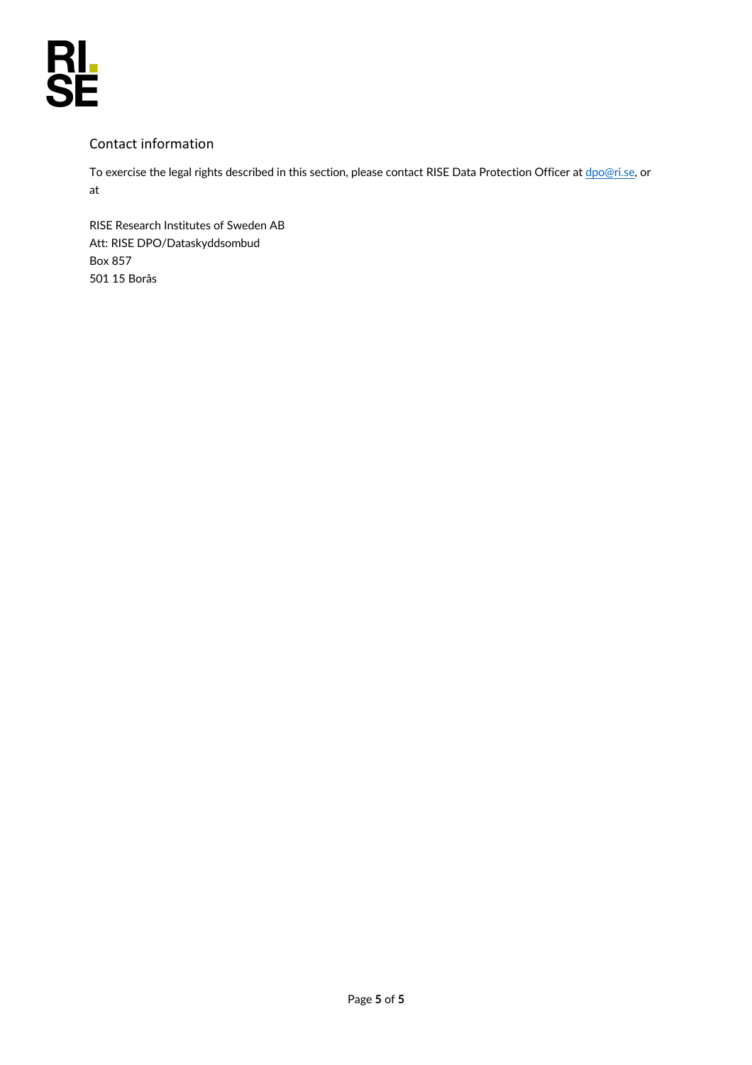## Contact information

To exercise the legal rights described in this section, please contact RISE Data Protection Officer at dpo@ri.se, or at

RISE Research Institutes of Sweden AB  
Att: RISE DPO/Dataskyddsombud  
Box 857  
501 15 Borås